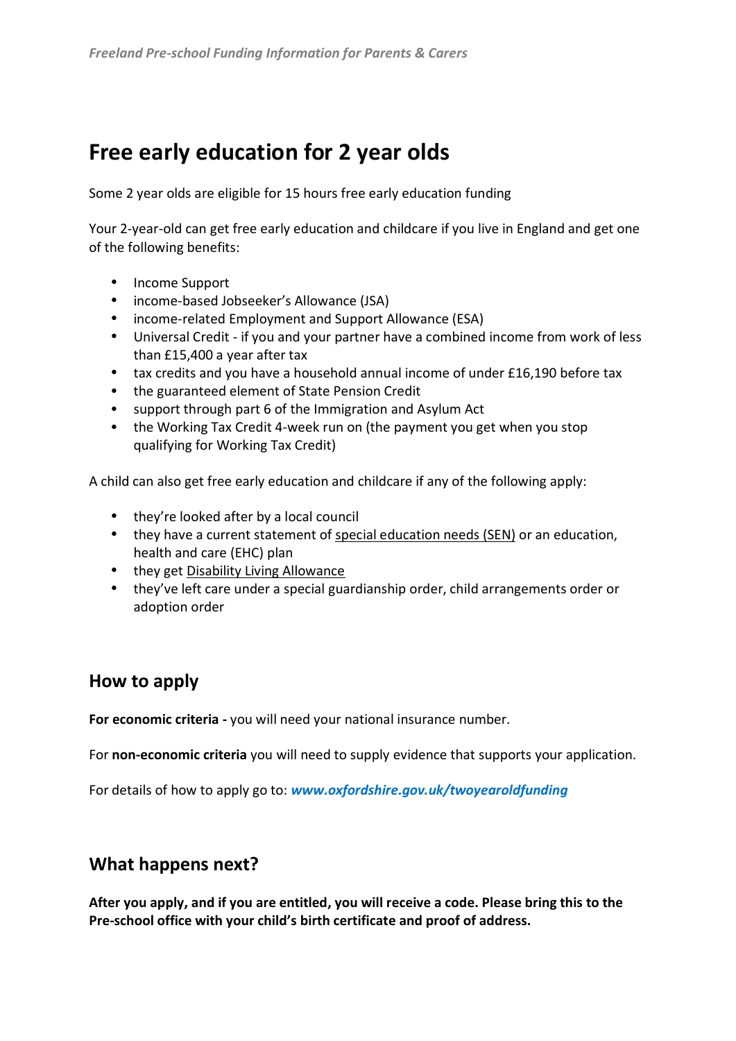# Free early education for 2 year olds

Some 2 year olds are eligible for 15 hours free early education funding

Your 2-year-old can get free early education and childcare if you live in England and get one of the following benefits:

- Income Support
- income-based Jobseeker's Allowance (JSA)
- income-related Employment and Support Allowance (ESA)
- Universal Credit - if you and your partner have a combined income from work of less than £15,400 a year after tax
- tax credits and you have a household annual income of under £16,190 before tax
- the guaranteed element of State Pension Credit
- support through part 6 of the Immigration and Asylum Act
- the Working Tax Credit 4-week run on (the payment you get when you stop qualifying for Working Tax Credit)

A child can also get free early education and childcare if any of the following apply:

- they're looked after by a local council
- they have a current statement of special education needs (SEN) or an education, health and care (EHC) plan
- they get Disability Living Allowance
- they've left care under a special guardianship order, child arrangements order or adoption order

## How to apply

**For economic criteria -** you will need your national insurance number.

For **non-economic criteria** you will need to supply evidence that supports your application.

For details of how to apply go to: ***www.oxfordshire.gov.uk/twoyearoldfunding***

## What happens next?

**After you apply, and if you are entitled, you will receive a code. Please bring this to the Pre-school office with your child's birth certificate and proof of address.**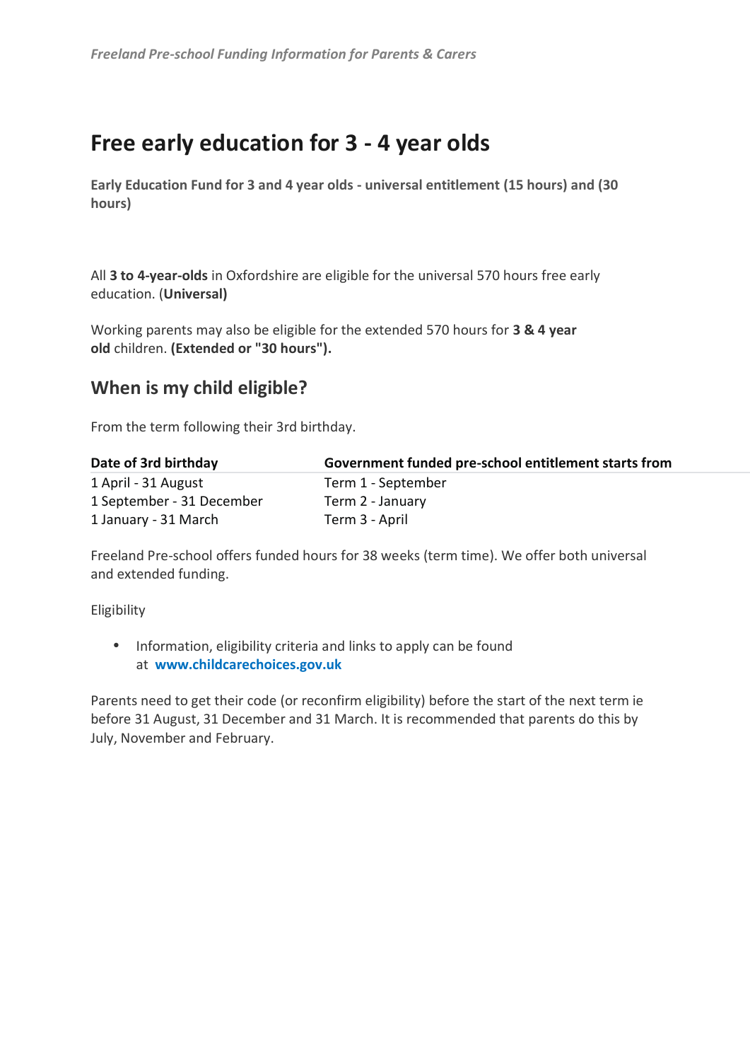# Free early education for 3 - 4 year olds

**Early Education Fund for 3 and 4 year olds - universal entitlement (15 hours) and (30 hours)**

All **3 to 4-year-olds** in Oxfordshire are eligible for the universal 570 hours free early education. (**Universal)**

Working parents may also be eligible for the extended 570 hours for **3 & 4 year old** children. **(Extended or "30 hours").**

## When is my child eligible?

From the term following their 3rd birthday.

| Date of 3rd birthday | Government funded pre-school entitlement starts from |
| --- | --- |
| 1 April - 31 August | Term 1 - September |
| 1 September - 31 December | Term 2 - January |
| 1 January - 31 March | Term 3 - April |

Freeland Pre-school offers funded hours for 38 weeks (term time). We offer both universal and extended funding.

Eligibility

- Information, eligibility criteria and links to apply can be found at **www.childcarechoices.gov.uk**

Parents need to get their code (or reconfirm eligibility) before the start of the next term ie before 31 August, 31 December and 31 March. It is recommended that parents do this by July, November and February.